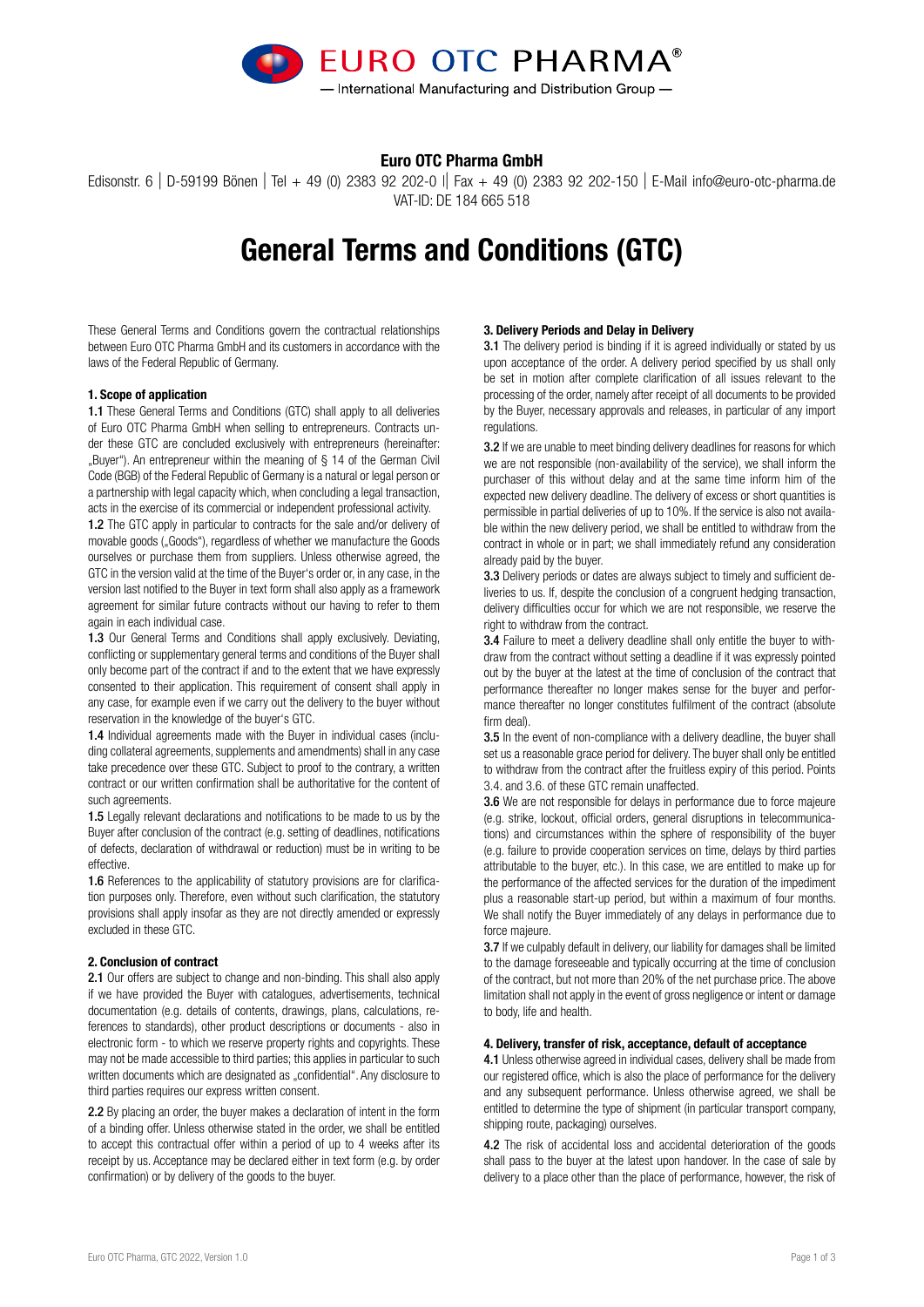EURO OTC PHARMA®

— International Manufacturing and Distribution Group —

**Euro OTC Pharma GmbH**

Edisonstr. 6 | D-59199 Bönen | Tel + 49 (0) 2383 92 202-0 || Fax + 49 (0) 2383 92 202-150 | E-Mail info@euro-otc-pharma.de
VAT-ID: DE 184 665 518

# General Terms and Conditions (GTC)

These General Terms and Conditions govern the contractual relationships between Euro OTC Pharma GmbH and its customers in accordance with the laws of the Federal Republic of Germany.

### 1. Scope of application

**1.1** These General Terms and Conditions (GTC) shall apply to all deliveries of Euro OTC Pharma GmbH when selling to entrepreneurs. Contracts under these GTC are concluded exclusively with entrepreneurs (hereinafter: „Buyer"). An entrepreneur within the meaning of § 14 of the German Civil Code (BGB) of the Federal Republic of Germany is a natural or legal person or a partnership with legal capacity which, when concluding a legal transaction, acts in the exercise of its commercial or independent professional activity.

**1.2** The GTC apply in particular to contracts for the sale and/or delivery of movable goods („Goods"), regardless of whether we manufacture the Goods ourselves or purchase them from suppliers. Unless otherwise agreed, the GTC in the version valid at the time of the Buyer's order or, in any case, in the version last notified to the Buyer in text form shall also apply as a framework agreement for similar future contracts without our having to refer to them again in each individual case.

**1.3** Our General Terms and Conditions shall apply exclusively. Deviating, conflicting or supplementary general terms and conditions of the Buyer shall only become part of the contract if and to the extent that we have expressly consented to their application. This requirement of consent shall apply in any case, for example even if we carry out the delivery to the buyer without reservation in the knowledge of the buyer's GTC.

**1.4** Individual agreements made with the Buyer in individual cases (including collateral agreements, supplements and amendments) shall in any case take precedence over these GTC. Subject to proof to the contrary, a written contract or our written confirmation shall be authoritative for the content of such agreements.

**1.5** Legally relevant declarations and notifications to be made to us by the Buyer after conclusion of the contract (e.g. setting of deadlines, notifications of defects, declaration of withdrawal or reduction) must be in writing to be effective.

**1.6** References to the applicability of statutory provisions are for clarification purposes only. Therefore, even without such clarification, the statutory provisions shall apply insofar as they are not directly amended or expressly excluded in these GTC.

### 2. Conclusion of contract

**2.1** Our offers are subject to change and non-binding. This shall also apply if we have provided the Buyer with catalogues, advertisements, technical documentation (e.g. details of contents, drawings, plans, calculations, references to standards), other product descriptions or documents - also in electronic form - to which we reserve property rights and copyrights. These may not be made accessible to third parties; this applies in particular to such written documents which are designated as „confidential". Any disclosure to third parties requires our express written consent.

**2.2** By placing an order, the buyer makes a declaration of intent in the form of a binding offer. Unless otherwise stated in the order, we shall be entitled to accept this contractual offer within a period of up to 4 weeks after its receipt by us. Acceptance may be declared either in text form (e.g. by order confirmation) or by delivery of the goods to the buyer.

### 3. Delivery Periods and Delay in Delivery

**3.1** The delivery period is binding if it is agreed individually or stated by us upon acceptance of the order. A delivery period specified by us shall only be set in motion after complete clarification of all issues relevant to the processing of the order, namely after receipt of all documents to be provided by the Buyer, necessary approvals and releases, in particular of any import regulations.

**3.2** If we are unable to meet binding delivery deadlines for reasons for which we are not responsible (non-availability of the service), we shall inform the purchaser of this without delay and at the same time inform him of the expected new delivery deadline. The delivery of excess or short quantities is permissible in partial deliveries of up to 10%. If the service is also not available within the new delivery period, we shall be entitled to withdraw from the contract in whole or in part; we shall immediately refund any consideration already paid by the buyer.

**3.3** Delivery periods or dates are always subject to timely and sufficient deliveries to us. If, despite the conclusion of a congruent hedging transaction, delivery difficulties occur for which we are not responsible, we reserve the right to withdraw from the contract.

**3.4** Failure to meet a delivery deadline shall only entitle the buyer to withdraw from the contract without setting a deadline if it was expressly pointed out by the buyer at the latest at the time of conclusion of the contract that performance thereafter no longer makes sense for the buyer and performance thereafter no longer constitutes fulfilment of the contract (absolute firm deal).

**3.5** In the event of non-compliance with a delivery deadline, the buyer shall set us a reasonable grace period for delivery. The buyer shall only be entitled to withdraw from the contract after the fruitless expiry of this period. Points 3.4. and 3.6. of these GTC remain unaffected.

**3.6** We are not responsible for delays in performance due to force majeure (e.g. strike, lockout, official orders, general disruptions in telecommunications) and circumstances within the sphere of responsibility of the buyer (e.g. failure to provide cooperation services on time, delays by third parties attributable to the buyer, etc.). In this case, we are entitled to make up for the performance of the affected services for the duration of the impediment plus a reasonable start-up period, but within a maximum of four months. We shall notify the Buyer immediately of any delays in performance due to force majeure.

**3.7** If we culpably default in delivery, our liability for damages shall be limited to the damage foreseeable and typically occurring at the time of conclusion of the contract, but not more than 20% of the net purchase price. The above limitation shall not apply in the event of gross negligence or intent or damage to body, life and health.

### 4. Delivery, transfer of risk, acceptance, default of acceptance

**4.1** Unless otherwise agreed in individual cases, delivery shall be made from our registered office, which is also the place of performance for the delivery and any subsequent performance. Unless otherwise agreed, we shall be entitled to determine the type of shipment (in particular transport company, shipping route, packaging) ourselves.

**4.2** The risk of accidental loss and accidental deterioration of the goods shall pass to the buyer at the latest upon handover. In the case of sale by delivery to a place other than the place of performance, however, the risk of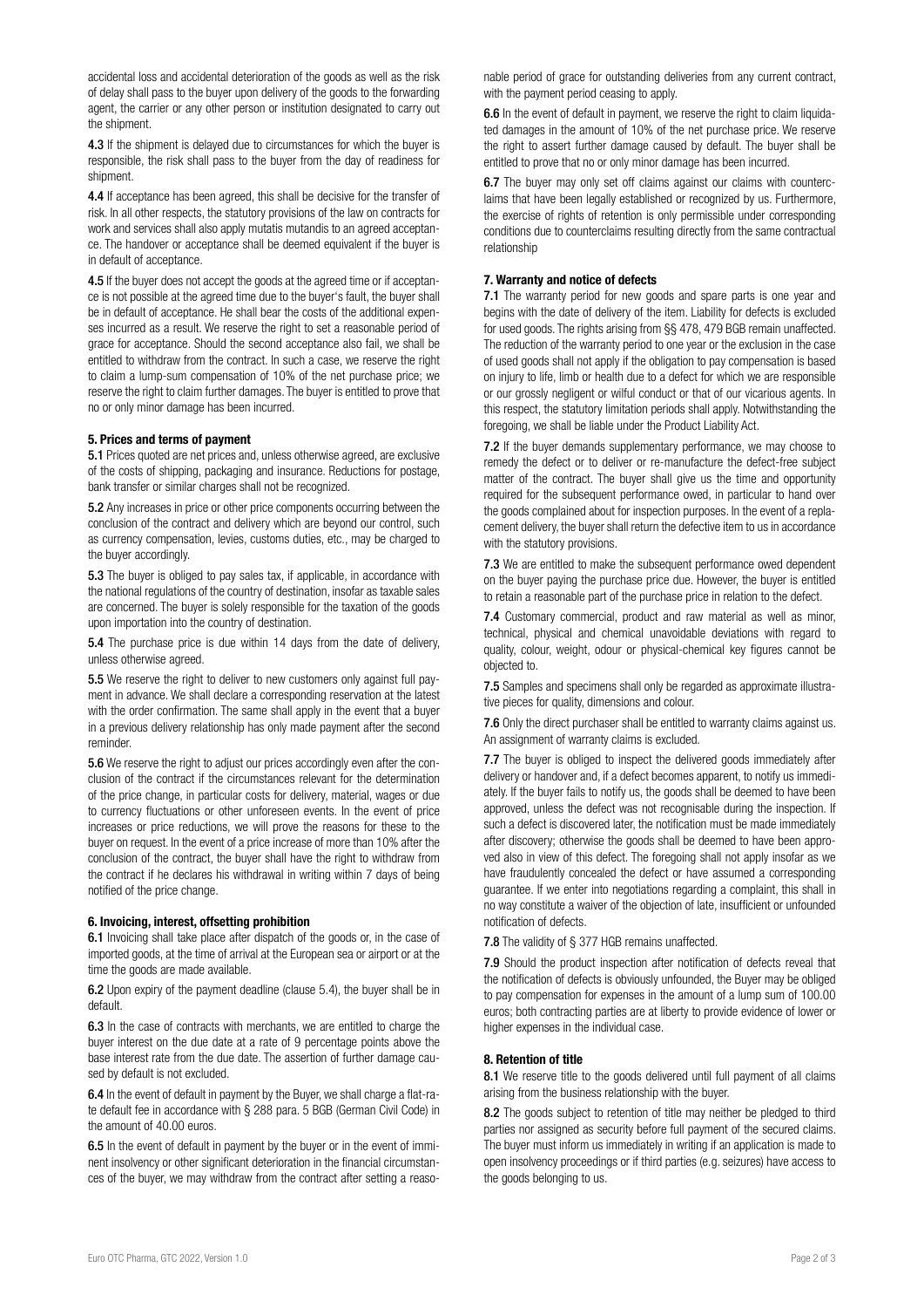accidental loss and accidental deterioration of the goods as well as the risk of delay shall pass to the buyer upon delivery of the goods to the forwarding agent, the carrier or any other person or institution designated to carry out the shipment.

**4.3** If the shipment is delayed due to circumstances for which the buyer is responsible, the risk shall pass to the buyer from the day of readiness for shipment.

**4.4** If acceptance has been agreed, this shall be decisive for the transfer of risk. In all other respects, the statutory provisions of the law on contracts for work and services shall also apply mutatis mutandis to an agreed acceptance. The handover or acceptance shall be deemed equivalent if the buyer is in default of acceptance.

**4.5** If the buyer does not accept the goods at the agreed time or if acceptance is not possible at the agreed time due to the buyer's fault, the buyer shall be in default of acceptance. He shall bear the costs of the additional expenses incurred as a result. We reserve the right to set a reasonable period of grace for acceptance. Should the second acceptance also fail, we shall be entitled to withdraw from the contract. In such a case, we reserve the right to claim a lump-sum compensation of 10% of the net purchase price; we reserve the right to claim further damages. The buyer is entitled to prove that no or only minor damage has been incurred.

#### 5. Prices and terms of payment

**5.1** Prices quoted are net prices and, unless otherwise agreed, are exclusive of the costs of shipping, packaging and insurance. Reductions for postage, bank transfer or similar charges shall not be recognized.

**5.2** Any increases in price or other price components occurring between the conclusion of the contract and delivery which are beyond our control, such as currency compensation, levies, customs duties, etc., may be charged to the buyer accordingly.

**5.3** The buyer is obliged to pay sales tax, if applicable, in accordance with the national regulations of the country of destination, insofar as taxable sales are concerned. The buyer is solely responsible for the taxation of the goods upon importation into the country of destination.

**5.4** The purchase price is due within 14 days from the date of delivery, unless otherwise agreed.

**5.5** We reserve the right to deliver to new customers only against full payment in advance. We shall declare a corresponding reservation at the latest with the order confirmation. The same shall apply in the event that a buyer in a previous delivery relationship has only made payment after the second reminder.

**5.6** We reserve the right to adjust our prices accordingly even after the conclusion of the contract if the circumstances relevant for the determination of the price change, in particular costs for delivery, material, wages or due to currency fluctuations or other unforeseen events. In the event of price increases or price reductions, we will prove the reasons for these to the buyer on request. In the event of a price increase of more than 10% after the conclusion of the contract, the buyer shall have the right to withdraw from the contract if he declares his withdrawal in writing within 7 days of being notified of the price change.

#### 6. Invoicing, interest, offsetting prohibition

**6.1** Invoicing shall take place after dispatch of the goods or, in the case of imported goods, at the time of arrival at the European sea or airport or at the time the goods are made available.

**6.2** Upon expiry of the payment deadline (clause 5.4), the buyer shall be in default.

**6.3** In the case of contracts with merchants, we are entitled to charge the buyer interest on the due date at a rate of 9 percentage points above the base interest rate from the due date. The assertion of further damage caused by default is not excluded.

**6.4** In the event of default in payment by the Buyer, we shall charge a flat-rate default fee in accordance with § 288 para. 5 BGB (German Civil Code) in the amount of 40.00 euros.

**6.5** In the event of default in payment by the buyer or in the event of imminent insolvency or other significant deterioration in the financial circumstances of the buyer, we may withdraw from the contract after setting a reasonable period of grace for outstanding deliveries from any current contract, with the payment period ceasing to apply.

**6.6** In the event of default in payment, we reserve the right to claim liquidated damages in the amount of 10% of the net purchase price. We reserve the right to assert further damage caused by default. The buyer shall be entitled to prove that no or only minor damage has been incurred.

**6.7** The buyer may only set off claims against our claims with counterclaims that have been legally established or recognized by us. Furthermore, the exercise of rights of retention is only permissible under corresponding conditions due to counterclaims resulting directly from the same contractual relationship

#### 7. Warranty and notice of defects

**7.1** The warranty period for new goods and spare parts is one year and begins with the date of delivery of the item. Liability for defects is excluded for used goods. The rights arising from §§ 478, 479 BGB remain unaffected. The reduction of the warranty period to one year or the exclusion in the case of used goods shall not apply if the obligation to pay compensation is based on injury to life, limb or health due to a defect for which we are responsible or our grossly negligent or wilful conduct or that of our vicarious agents. In this respect, the statutory limitation periods shall apply. Notwithstanding the foregoing, we shall be liable under the Product Liability Act.

**7.2** If the buyer demands supplementary performance, we may choose to remedy the defect or to deliver or re-manufacture the defect-free subject matter of the contract. The buyer shall give us the time and opportunity required for the subsequent performance owed, in particular to hand over the goods complained about for inspection purposes. In the event of a replacement delivery, the buyer shall return the defective item to us in accordance with the statutory provisions.

**7.3** We are entitled to make the subsequent performance owed dependent on the buyer paying the purchase price due. However, the buyer is entitled to retain a reasonable part of the purchase price in relation to the defect.

**7.4** Customary commercial, product and raw material as well as minor, technical, physical and chemical unavoidable deviations with regard to quality, colour, weight, odour or physical-chemical key figures cannot be objected to.

**7.5** Samples and specimens shall only be regarded as approximate illustrative pieces for quality, dimensions and colour.

**7.6** Only the direct purchaser shall be entitled to warranty claims against us. An assignment of warranty claims is excluded.

**7.7** The buyer is obliged to inspect the delivered goods immediately after delivery or handover and, if a defect becomes apparent, to notify us immediately. If the buyer fails to notify us, the goods shall be deemed to have been approved, unless the defect was not recognisable during the inspection. If such a defect is discovered later, the notification must be made immediately after discovery; otherwise the goods shall be deemed to have been approved also in view of this defect. The foregoing shall not apply insofar as we have fraudulently concealed the defect or have assumed a corresponding guarantee. If we enter into negotiations regarding a complaint, this shall in no way constitute a waiver of the objection of late, insufficient or unfounded notification of defects.

**7.8** The validity of § 377 HGB remains unaffected.

**7.9** Should the product inspection after notification of defects reveal that the notification of defects is obviously unfounded, the Buyer may be obliged to pay compensation for expenses in the amount of a lump sum of 100.00 euros; both contracting parties are at liberty to provide evidence of lower or higher expenses in the individual case.

#### 8. Retention of title

**8.1** We reserve title to the goods delivered until full payment of all claims arising from the business relationship with the buyer.

**8.2** The goods subject to retention of title may neither be pledged to third parties nor assigned as security before full payment of the secured claims. The buyer must inform us immediately in writing if an application is made to open insolvency proceedings or if third parties (e.g. seizures) have access to the goods belonging to us.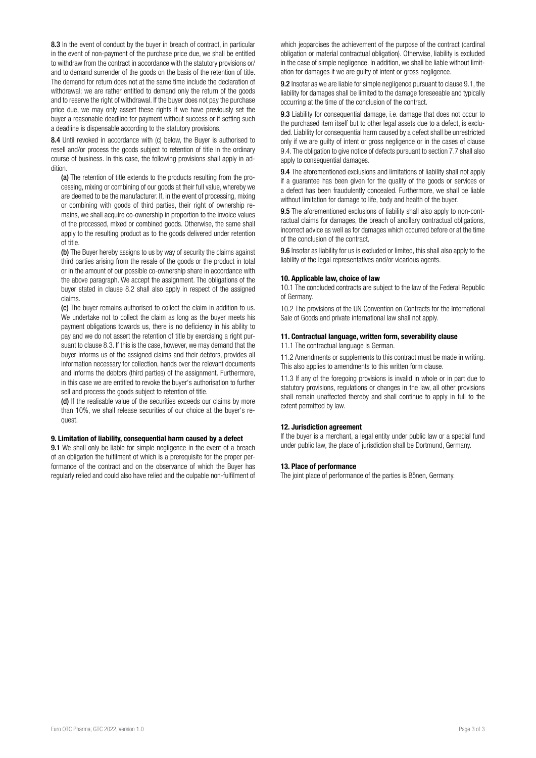**8.3** In the event of conduct by the buyer in breach of contract, in particular in the event of non-payment of the purchase price due, we shall be entitled to withdraw from the contract in accordance with the statutory provisions or/ and to demand surrender of the goods on the basis of the retention of title. The demand for return does not at the same time include the declaration of withdrawal; we are rather entitled to demand only the return of the goods and to reserve the right of withdrawal. If the buyer does not pay the purchase price due, we may only assert these rights if we have previously set the buyer a reasonable deadline for payment without success or if setting such a deadline is dispensable according to the statutory provisions.

**8.4** Until revoked in accordance with (c) below, the Buyer is authorised to resell and/or process the goods subject to retention of title in the ordinary course of business. In this case, the following provisions shall apply in addition.

**(a)** The retention of title extends to the products resulting from the processing, mixing or combining of our goods at their full value, whereby we are deemed to be the manufacturer. If, in the event of processing, mixing or combining with goods of third parties, their right of ownership remains, we shall acquire co-ownership in proportion to the invoice values of the processed, mixed or combined goods. Otherwise, the same shall apply to the resulting product as to the goods delivered under retention of title.

**(b)** The Buyer hereby assigns to us by way of security the claims against third parties arising from the resale of the goods or the product in total or in the amount of our possible co-ownership share in accordance with the above paragraph. We accept the assignment. The obligations of the buyer stated in clause 8.2 shall also apply in respect of the assigned claims.

**(c)** The buyer remains authorised to collect the claim in addition to us. We undertake not to collect the claim as long as the buyer meets his payment obligations towards us, there is no deficiency in his ability to pay and we do not assert the retention of title by exercising a right pursuant to clause 8.3. If this is the case, however, we may demand that the buyer informs us of the assigned claims and their debtors, provides all information necessary for collection, hands over the relevant documents and informs the debtors (third parties) of the assignment. Furthermore, in this case we are entitled to revoke the buyer's authorisation to further sell and process the goods subject to retention of title.

**(d)** If the realisable value of the securities exceeds our claims by more than 10%, we shall release securities of our choice at the buyer's request.

#### 9. Limitation of liability, consequential harm caused by a defect

**9.1** We shall only be liable for simple negligence in the event of a breach of an obligation the fulfilment of which is a prerequisite for the proper performance of the contract and on the observance of which the Buyer has regularly relied and could also have relied and the culpable non-fulfilment of which jeopardises the achievement of the purpose of the contract (cardinal obligation or material contractual obligation). Otherwise, liability is excluded in the case of simple negligence. In addition, we shall be liable without limitation for damages if we are guilty of intent or gross negligence.

**9.2** Insofar as we are liable for simple negligence pursuant to clause 9.1, the liability for damages shall be limited to the damage foreseeable and typically occurring at the time of the conclusion of the contract.

**9.3** Liability for consequential damage, i.e. damage that does not occur to the purchased item itself but to other legal assets due to a defect, is excluded. Liability for consequential harm caused by a defect shall be unrestricted only if we are guilty of intent or gross negligence or in the cases of clause 9.4. The obligation to give notice of defects pursuant to section 7.7 shall also apply to consequential damages.

**9.4** The aforementioned exclusions and limitations of liability shall not apply if a guarantee has been given for the quality of the goods or services or a defect has been fraudulently concealed. Furthermore, we shall be liable without limitation for damage to life, body and health of the buyer.

**9.5** The aforementioned exclusions of liability shall also apply to non-contractual claims for damages, the breach of ancillary contractual obligations, incorrect advice as well as for damages which occurred before or at the time of the conclusion of the contract.

**9.6** Insofar as liability for us is excluded or limited, this shall also apply to the liability of the legal representatives and/or vicarious agents.

#### 10. Applicable law, choice of law

10.1 The concluded contracts are subject to the law of the Federal Republic of Germany.

10.2 The provisions of the UN Convention on Contracts for the International Sale of Goods and private international law shall not apply.

#### 11. Contractual language, written form, severability clause

11.1 The contractual language is German.

11.2 Amendments or supplements to this contract must be made in writing. This also applies to amendments to this written form clause.

11.3 If any of the foregoing provisions is invalid in whole or in part due to statutory provisions, regulations or changes in the law, all other provisions shall remain unaffected thereby and shall continue to apply in full to the extent permitted by law.

#### 12. Jurisdiction agreement

If the buyer is a merchant, a legal entity under public law or a special fund under public law, the place of jurisdiction shall be Dortmund, Germany.

#### 13. Place of performance

The joint place of performance of the parties is Bönen, Germany.